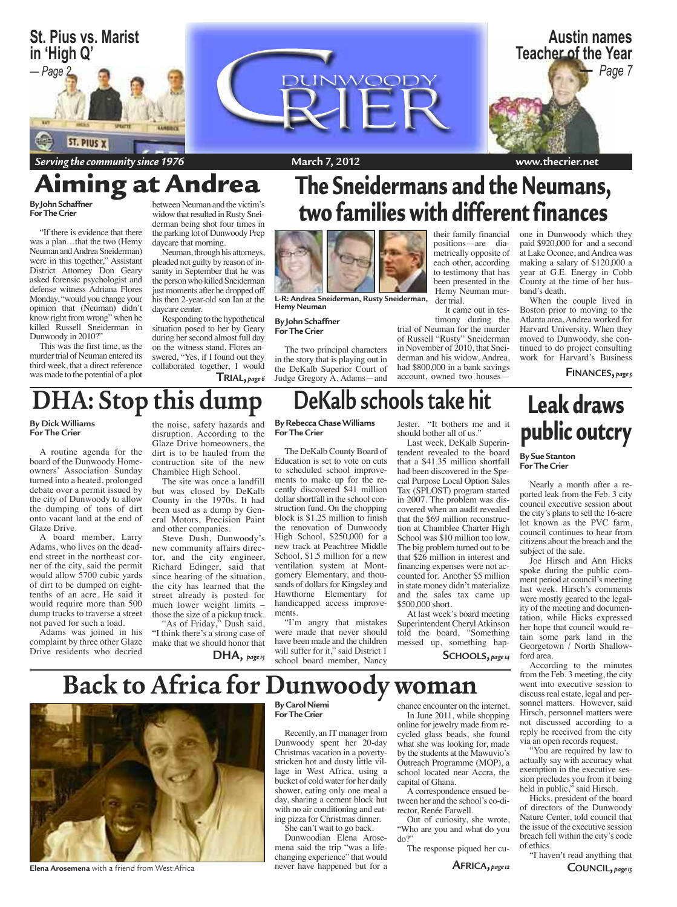St. Pius vs. Marist in 'High Q' — Page 2

# Dunwoody Crier

Austin names Teacher of the Year — Page 7

*Serving the community since 1976* | March 7, 2012 | www.thecrier.net

# Aiming at Andrea

**By John Schaffner**
**For The Crier**

"If there is evidence that there was a plan…that the two (Hemy Neuman and Andrea Sneiderman) were in this together," Assistant District Attorney Don Geary asked forensic psychologist and defense witness Adriana Flores Monday, "would you change your opinion that (Neuman) didn't know right from wrong" when he killed Russell Sneiderman in Dunwoody in 2010?"

This was the first time, as the murder trial of Neuman entered its third week, that a direct reference was made to the potential of a plot between Neuman and the victim's widow that resulted in Rusty Sneiderman being shot four times in the parking lot of Dunwoody Prep daycare that morning.

Neuman, through his attorneys, pleaded not guilty by reason of insanity in September that he was the person who killed Sneiderman just moments after he dropped off his then 2-year-old son Ian at the daycare center.

Responding to the hypothetical situation posed to her by Geary during her second almost full day on the witness stand, Flores answered, "Yes, if I found out they collaborated together, I would

**Trial,** *page 6*

# The Sneidermans and the Neumans, two families with different finances

L-R: Andrea Sneiderman, Rusty Sneiderman, Hemy Neuman

**By John Schaffner**
**For The Crier**

The two principal characters in the story that is playing out in the DeKalb Superior Court of Judge Gregory A. Adams—and their family financial positions—are diametrically opposite of each other, according to testimony that has been presented in the Hemy Neuman murder trial.

It came out in testimony during the trial of Neuman for the murder of Russell "Rusty" Sneiderman in November of 2010, that Sneiderman and his widow, Andrea, had $800,000 in a bank savings account, owned two houses—one in Dunwoody which they paid $920,000 for and a second at Lake Oconee, and Andrea was making a salary of $120,000 a year at G.E. Energy in Cobb County at the time of her husband's death.

When the couple lived in Boston prior to moving to the Atlanta area, Andrea worked for Harvard University. When they moved to Dunwoody, she continued to do project consulting work for Harvard's Business

**Finances,** *page 5*

# DHA: Stop this dump

**By Dick Williams**
**For The Crier**

A routine agenda for the board of the Dunwoody Homeowners' Association Sunday turned into a heated, prolonged debate over a permit issued by the city of Dunwoody to allow the dumping of tons of dirt onto vacant land at the end of Glaze Drive.

A board member, Larry Adams, who lives on the dead-end street in the northeast corner of the city, said the permit would allow 5700 cubic yards of dirt to be dumped on eight-tenths of an acre. He said it would require more than 500 dump trucks to traverse a street not paved for such a load.

Adams was joined in his complaint by three other Glaze Drive residents who decried the noise, safety hazards and disruption. According to the Glaze Drive homeowners, the dirt is to be hauled from the contruction site of the new Chamblee High School.

The site was once a landfill but was closed by DeKalb County in the 1970s. It had been used as a dump by General Motors, Precision Paint and other companies.

Steve Dush, Dunwoody's new community affairs director, and the city engineer, Richard Edinger, said that since hearing of the situation, the city has learned that the street already is posted for much lower weight limits – those the size of a pickup truck.

"As of Friday," Dush said, "I think there's a strong case of make that we should honor that

**DHA,** *page 15*

# DeKalb schools take hit

**By Rebecca Chase Williams**
**For The Crier**

The DeKalb County Board of Education is set to vote on cuts to scheduled school improvements to make up for the recently discovered $41 million dollar shortfall in the school construction fund. On the chopping block is $1.25 million to finish the renovation of Dunwoody High School, $250,000 for a new track at Peachtree Middle School, $1.5 million for a new ventilation system at Montgomery Elementary, and thousands of dollars for Kingsley and Hawthorne Elementary for handicapped access improvements.

"I'm angry that mistakes were made that never should have been made and the children will suffer for it," said District 1 school board member, Nancy Jester. "It bothers me and it should bother all of us."

Last week, DeKalb Superintendent revealed to the board that a $41.35 million shortfall had been discovered in the Special Purpose Local Option Sales Tax (SPLOST) program started in 2007. The problem was discovered when an audit revealed that the $69 million reconstruction at Chamblee Charter High School was $10 million too low. The big problem turned out to be that $26 million in interest and financing expenses were not accounted for. Another $5 million in state money didn't materialize and the sales tax came up $500,000 short.

At last week's board meeting Superintendent Cheryl Atkinson told the board, "Something messed up, something hap-

**Schools,** *page 14*

# Leak draws public outcry

**By Sue Stanton**
**For The Crier**

Nearly a month after a reported leak from the Feb. 3 city council executive session about the city's plans to sell the 16-acre lot known as the PVC farm, council continues to hear from citizens about the breach and the subject of the sale.

Joe Hirsch and Ann Hicks spoke during the public comment period at council's meeting last week. Hirsch's comments were mostly geared to the legality of the meeting and documentation, while Hicks expressed her hope that council would retain some park land in the Georgetown / North Shallowford area.

According to the minutes from the Feb. 3 meeting, the city went into executive session to discuss real estate, legal and personnel matters. However, said Hirsch, personnel matters were not discussed according to a reply he received from the city via an open records request.

"You are required by law to actually say with accuracy what exemption in the executive session precludes you from it being held in public," said Hirsch.

Hicks, president of the board of directors of the Dunwoody Nature Center, told council that the issue of the executive session breach fell within the city's code of ethics.

"I haven't read anything that

**Council,** *page 15*

# Back to Africa for Dunwoody woman

**Elena Arosemena** with a friend from West Africa

**By Carol Niemi**
**For The Crier**

Recently, an IT manager from Dunwoody spent her 20-day Christmas vacation in a poverty-stricken hot and dusty little village in West Africa, using a bucket of cold water for her daily shower, eating only one meal a day, sharing a cement block hut with no air conditioning and eating pizza for Christmas dinner.

She can't wait to go back.

Dunwoodian Elena Arosemena said the trip "was a life-changing experience" that would never have happened but for a chance encounter on the internet.

In June 2011, while shopping online for jewelry made from recycled glass beads, she found what she was looking for, made by the students at the Mawuvio's Outreach Programme (MOP), a school located near Accra, the capital of Ghana.

A correspondence ensued between her and the school's co-director, Renée Farwell.

Out of curiosity, she wrote, "Who are you and what do you do?"

The response piqued her cu-

**Africa,** *page 12*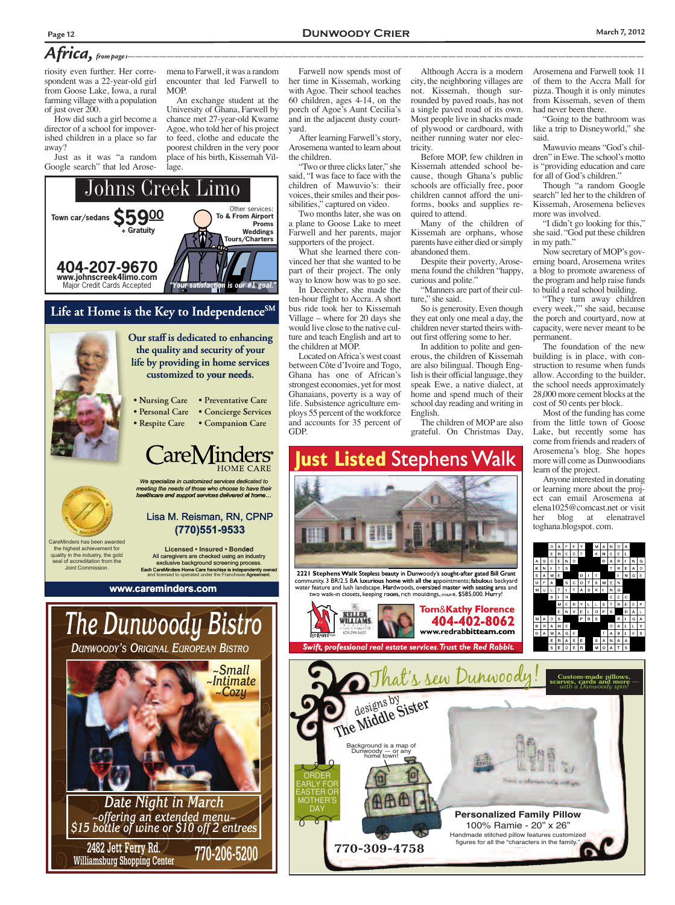## Africa, *from page 1*

riosity even further. Her correspondent was a 22-year-old girl from Goose Lake, Iowa, a rural farming village with a population of just over 200.

How did such a girl become a director of a school for impoverished children in a place so far away?

Just as it was "a random Google search" that led Arosemena to Farwell, it was a random encounter that led Farwell to MOP.

An exchange student at the University of Ghana, Farwell by chance met 27-year-old Kwame Agoe, who told her of his project to feed, clothe and educate the poorest children in the very poor place of his birth, Kissemah Village.

Farwell now spends most of her time in Kissemah, working with Agoe. Their school teaches 60 children, ages 4-14, on the porch of Agoe's Aunt Cecilia's and in the adjacent dusty courtyard.

After learning Farwell's story, Arosemena wanted to learn about the children.

"Two or three clicks later," she said, "I was face to face with the children of Mawuvio's: their voices, their smiles and their possibilities," captured on video.

Two months later, she was on a plane to Goose Lake to meet Farwell and her parents, major supporters of the project.

What she learned there convinced her that she wanted to be part of their project. The only way to know how was to go see.

In December, she made the ten-hour flight to Accra. A short bus ride took her to Kissemah Village – where for 20 days she would live close to the native culture and teach English and art to the children at MOP.

Located on Africa's west coast between Côte d'Ivoire and Togo, Ghana has one of African's strongest economies, yet for most Ghanaians, poverty is a way of life. Subsistence agriculture employs 55 percent of the workforce and accounts for 35 percent of GDP.

Although Accra is a modern city, the neighboring villages are not. Kissemah, though surrounded by paved roads, has not a single paved road of its own. Most people live in shacks made of plywood or cardboard, with neither running water nor electricity.

Before MOP, few children in Kissemah attended school because, though Ghana's public schools are officially free, poor children cannot afford the uniforms, books and supplies required to attend.

Many of the children of Kissemah are orphans, whose parents have either died or simply abandoned them.

Despite their poverty, Arosemena found the children "happy, curious and polite."

"Manners are part of their culture," she said.

So is generosity. Even though they eat only one meal a day, the children never started theirs without first offering some to her.

In addition to polite and generous, the children of Kissemah are also bilingual. Though English is their official language, they speak Ewe, a native dialect, at home and spend much of their school day reading and writing in English.

The children of MOP are also grateful. On Christmas Day, Arosemena and Farwell took 11 of them to the Accra Mall for pizza. Though it is only minutes from Kissemah, seven of them had never been there.

"Going to the bathroom was like a trip to Disneyworld," she said.

Mawuvio means "God's children" in Ewe. The school's motto is "providing education and care for all of God's children."

Though "a random Google search" led her to the children of Kissemah, Arosemena believes more was involved.

"I didn't go looking for this," she said. "God put these children in my path."

Now secretary of MOP's governing board, Arosemena writes a blog to promote awareness of the program and help raise funds to build a real school building.

"They turn away children every week,'" she said, because the porch and courtyard, now at capacity, were never meant to be permanent.

The foundation of the new building is in place, with construction to resume when funds allow. According to the builder, the school needs approximately 28,000 more cement blocks at the cost of 50 cents per block.

Most of the funding has come from the little town of Goose Lake, but recently some has come from friends and readers of Arosemena's blog. She hopes more will come as Dunwoodians learn of the project.

Anyone interested in donating or learning more about the project can email Arosemena at elena1025@comcast.net or visit her blog at elenatravel toghana.blogspot.com.

---

**Johns Creek Limo**

Town car/sedans **$59.00** + Gratuity

Other services: To & From Airport, Proms, Weddings, Tours/Charters

**404-207-9670**
www.johnscreek4limo.com
Major Credit Cards Accepted

"Your satisfaction is our #1 goal."

---

**Life at Home is the Key to Independence℠**

Our staff is dedicated to enhancing the quality and security of your life by providing in home services customized to your needs.

- Nursing Care
- Preventative Care
- Personal Care
- Concierge Services
- Respite Care
- Companion Care

**CareMinders HOME CARE**

*We specialize in customized services dedicated to meeting the needs of those who choose to have their healthcare and support services delivered at home...*

Lisa M. Reisman, RN, CPNP
**(770)551-9533**

CareMinders has been awarded the highest achievement for quality in the industry, the gold seal of accreditation from the Joint Commission.

Licensed • Insured • Bonded
All caregivers are checked using an industry exclusive background screening process.
Each CareMinders Home Care franchise is independently owned and licensed to operated under the Franchisee Agreement.

www.careminders.com

---

**The Dunwoody Bistro**
DUNWOODY'S ORIGINAL EUROPEAN BISTRO

~Small ~Intimate ~Cozy

**Date Night in March**
~offering an extended menu~
$15 bottle of wine or $10 off 2 entrees

2482 Jett Ferry Rd.
Williamsburg Shopping Center
770-206-5200

---

**Just Listed Stephens Walk**

**2221 Stephens Walk** Stepless beauty in Dunwoody's sought-after gated Bill Grant community. 3 BR/2.5 BA luxurious home with all the appointments; fabulous backyard water feature and lush landscape. Hardwoods, oversized master with seating area and two walk-in closets, keeping room, rich mouldings, more. $585,000. Hurry!

Keller Williams 678-298-1600

**Tom&Kathy Florence**
**404-402-8062**
www.redrabbitteam.com

*Swift, professional real estate services. Trust the Red Rabbit.*

---

**That's sew Dunwoody!**

Custom-made pillows, scarves, cards and more — with a Dunwoody spin!

designs by The Middle Sister

Background is a map of Dunwoody — or any home town!

ORDER EARLY FOR EASTER OR MOTHER'S DAY

**Personalized Family Pillow**
100% Ramie - 20" x 26"
Handmade stitched pillow features customized figures for all the "characters in the family."

770-309-4758